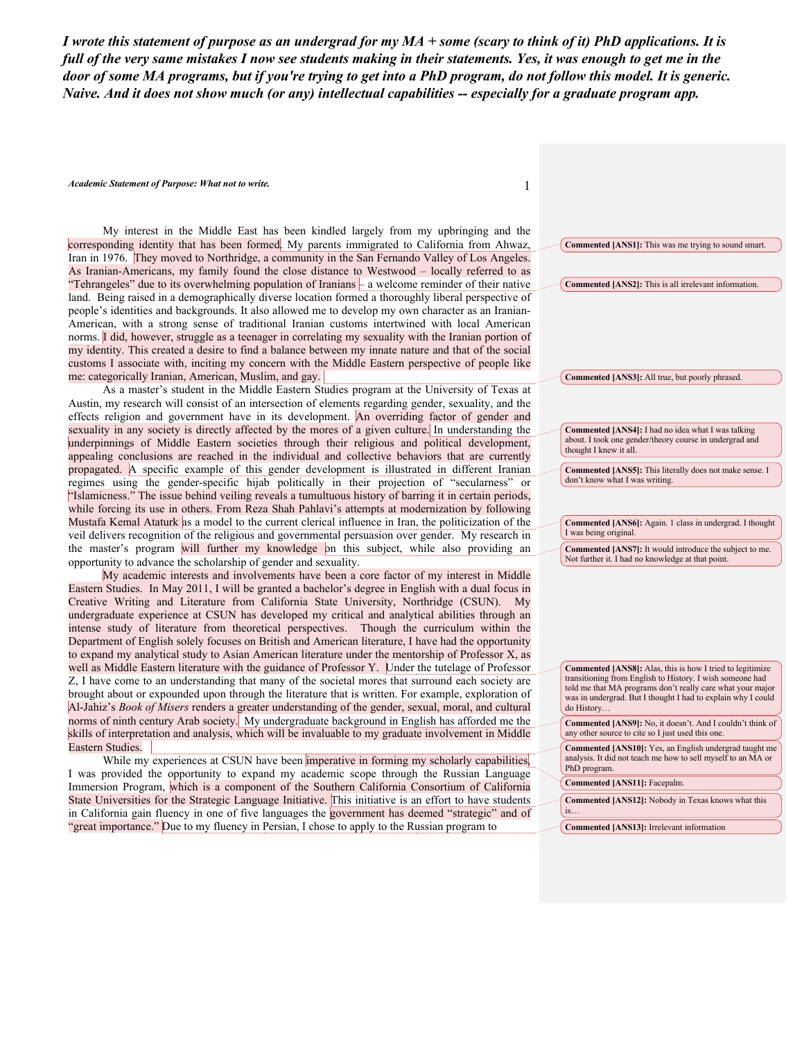***I wrote this statement of purpose as an undergrad for my MA + some (scary to think of it) PhD applications. It is full of the very same mistakes I now see students making in their statements. Yes, it was enough to get me in the door of some MA programs, but if you're trying to get into a PhD program, do not follow this model. It is generic. Naive. And it does not show much (or any) intellectual capabilities -- especially for a graduate program app.***

*Academic Statement of Purpose: What not to write.*

My interest in the Middle East has been kindled largely from my upbringing and the corresponding identity that has been formed. My parents immigrated to California from Ahwaz, Iran in 1976. They moved to Northridge, a community in the San Fernando Valley of Los Angeles. As Iranian-Americans, my family found the close distance to Westwood – locally referred to as "Tehrangeles" due to its overwhelming population of Iranians – a welcome reminder of their native land. Being raised in a demographically diverse location formed a thoroughly liberal perspective of people's identities and backgrounds. It also allowed me to develop my own character as an Iranian-American, with a strong sense of traditional Iranian customs intertwined with local American norms. I did, however, struggle as a teenager in correlating my sexuality with the Iranian portion of my identity. This created a desire to find a balance between my innate nature and that of the social customs I associate with, inciting my concern with the Middle Eastern perspective of people like me: categorically Iranian, American, Muslim, and gay.

As a master's student in the Middle Eastern Studies program at the University of Texas at Austin, my research will consist of an intersection of elements regarding gender, sexuality, and the effects religion and government have in its development. An overriding factor of gender and sexuality in any society is directly affected by the mores of a given culture. In understanding the underpinnings of Middle Eastern societies through their religious and political development, appealing conclusions are reached in the individual and collective behaviors that are currently propagated. A specific example of this gender development is illustrated in different Iranian regimes using the gender-specific hijab politically in their projection of "secularness" or "Islamicness." The issue behind veiling reveals a tumultuous history of barring it in certain periods, while forcing its use in others. From Reza Shah Pahlavi's attempts at modernization by following Mustafa Kemal Ataturk as a model to the current clerical influence in Iran, the politicization of the veil delivers recognition of the religious and governmental persuasion over gender. My research in the master's program will further my knowledge on this subject, while also providing an opportunity to advance the scholarship of gender and sexuality.

My academic interests and involvements have been a core factor of my interest in Middle Eastern Studies. In May 2011, I will be granted a bachelor's degree in English with a dual focus in Creative Writing and Literature from California State University, Northridge (CSUN). My undergraduate experience at CSUN has developed my critical and analytical abilities through an intense study of literature from theoretical perspectives. Though the curriculum within the Department of English solely focuses on British and American literature, I have had the opportunity to expand my analytical study to Asian American literature under the mentorship of Professor X, as well as Middle Eastern literature with the guidance of Professor Y. Under the tutelage of Professor Z, I have come to an understanding that many of the societal mores that surround each society are brought about or expounded upon through the literature that is written. For example, exploration of Al-Jahiz's *Book of Misers* renders a greater understanding of the gender, sexual, moral, and cultural norms of ninth century Arab society. My undergraduate background in English has afforded me the skills of interpretation and analysis, which will be invaluable to my graduate involvement in Middle Eastern Studies.

While my experiences at CSUN have been imperative in forming my scholarly capabilities, I was provided the opportunity to expand my academic scope through the Russian Language Immersion Program, which is a component of the Southern California Consortium of California State Universities for the Strategic Language Initiative. This initiative is an effort to have students in California gain fluency in one of five languages the government has deemed "strategic" and of "great importance." Due to my fluency in Persian, I chose to apply to the Russian program to

**Commented [ANS1]:** This was me trying to sound smart.

**Commented [ANS2]:** This is all irrelevant information.

**Commented [ANS3]:** All true, but poorly phrased.

**Commented [ANS4]:** I had no idea what I was talking about. I took one gender/theory course in undergrad and thought I knew it all.

**Commented [ANS5]:** This literally does not make sense. I don't know what I was writing.

**Commented [ANS6]:** Again. 1 class in undergrad. I thought I was being original.

**Commented [ANS7]:** It would introduce the subject to me. Not further it. I had no knowledge at that point.

**Commented [ANS8]:** Alas, this is how I tried to legitimize transitioning from English to History. I wish someone had told me that MA programs don't really care what your major was in undergrad. But I thought I had to explain why I could do History…

**Commented [ANS9]:** No, it doesn't. And I couldn't think of any other source to cite so I just used this one.

**Commented [ANS10]:** Yes, an English undergrad taught me analysis. It did not teach me how to sell myself to an MA or PhD program.

**Commented [ANS11]:** Facepalm.

**Commented [ANS12]:** Nobody in Texas knows what this is…

**Commented [ANS13]:** Irrelevant information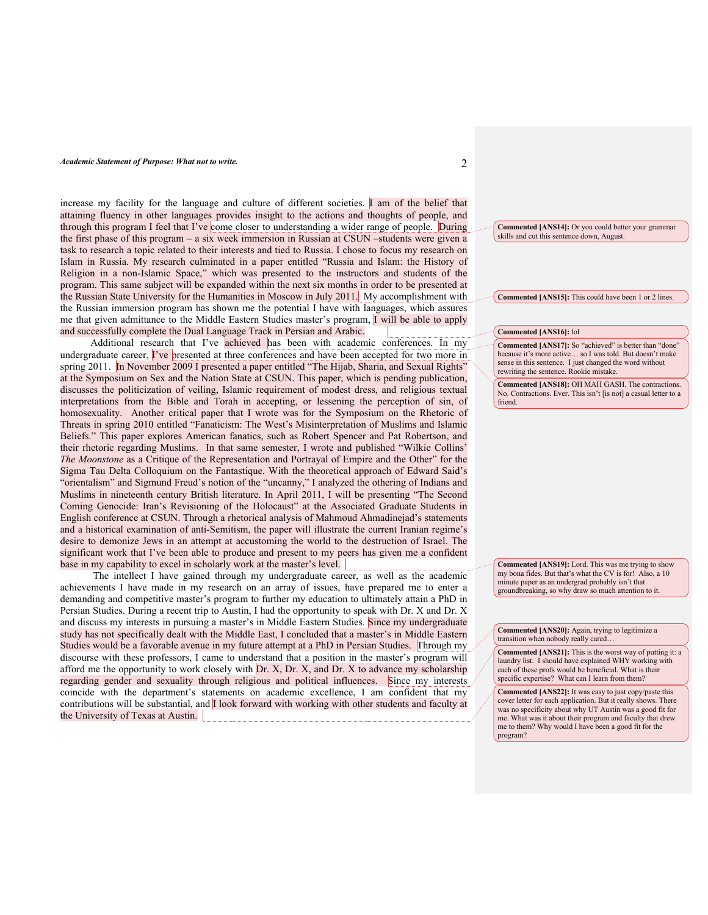increase my facility for the language and culture of different societies. I am of the belief that attaining fluency in other languages provides insight to the actions and thoughts of people, and through this program I feel that I've come closer to understanding a wider range of people. During the first phase of this program – a six week immersion in Russian at CSUN –students were given a task to research a topic related to their interests and tied to Russia. I chose to focus my research on Islam in Russia. My research culminated in a paper entitled "Russia and Islam: the History of Religion in a non-Islamic Space," which was presented to the instructors and students of the program. This same subject will be expanded within the next six months in order to be presented at the Russian State University for the Humanities in Moscow in July 2011. My accomplishment with the Russian immersion program has shown me the potential I have with languages, which assures me that given admittance to the Middle Eastern Studies master's program, I will be able to apply and successfully complete the Dual Language Track in Persian and Arabic.

Additional research that I've achieved has been with academic conferences. In my undergraduate career, I've presented at three conferences and have been accepted for two more in spring 2011. In November 2009 I presented a paper entitled "The Hijab, Sharia, and Sexual Rights" at the Symposium on Sex and the Nation State at CSUN. This paper, which is pending publication, discusses the politicization of veiling, Islamic requirement of modest dress, and religious textual interpretations from the Bible and Torah in accepting, or lessening the perception of sin, of homosexuality. Another critical paper that I wrote was for the Symposium on the Rhetoric of Threats in spring 2010 entitled "Fanaticism: The West's Misinterpretation of Muslims and Islamic Beliefs." This paper explores American fanatics, such as Robert Spencer and Pat Robertson, and their rhetoric regarding Muslims. In that same semester, I wrote and published "Wilkie Collins' *The Moonstone* as a Critique of the Representation and Portrayal of Empire and the Other" for the Sigma Tau Delta Colloquium on the Fantastique. With the theoretical approach of Edward Said's "orientalism" and Sigmund Freud's notion of the "uncanny," I analyzed the othering of Indians and Muslims in nineteenth century British literature. In April 2011, I will be presenting "The Second Coming Genocide: Iran's Revisioning of the Holocaust" at the Associated Graduate Students in English conference at CSUN. Through a rhetorical analysis of Mahmoud Ahmadinejad's statements and a historical examination of anti-Semitism, the paper will illustrate the current Iranian regime's desire to demonize Jews in an attempt at accustoming the world to the destruction of Israel. The significant work that I've been able to produce and present to my peers has given me a confident base in my capability to excel in scholarly work at the master's level.

The intellect I have gained through my undergraduate career, as well as the academic achievements I have made in my research on an array of issues, have prepared me to enter a demanding and competitive master's program to further my education to ultimately attain a PhD in Persian Studies. During a recent trip to Austin, I had the opportunity to speak with Dr. X and Dr. X and discuss my interests in pursuing a master's in Middle Eastern Studies. Since my undergraduate study has not specifically dealt with the Middle East, I concluded that a master's in Middle Eastern Studies would be a favorable avenue in my future attempt at a PhD in Persian Studies. Through my discourse with these professors, I came to understand that a position in the master's program will afford me the opportunity to work closely with Dr. X, Dr. X, and Dr. X to advance my scholarship regarding gender and sexuality through religious and political influences. Since my interests coincide with the department's statements on academic excellence, I am confident that my contributions will be substantial, and I look forward with working with other students and faculty at the University of Texas at Austin.

**Commented [ANS14]:** Or you could better your grammar skills and cut this sentence down, August.

**Commented [ANS15]:** This could have been 1 or 2 lines.

**Commented [ANS16]:** lol

**Commented [ANS17]:** So "achieved" is better than "done" because it's more active… so I was told. But doesn't make sense in this sentence. I just changed the word without rewriting the sentence. Rookie mistake.

**Commented [ANS18]:** OH MAH GASH. The contractions. No. Contractions. Ever. This isn't [is not] a casual letter to a friend.

**Commented [ANS19]:** Lord. This was me trying to show my bona fides. But that's what the CV is for! Also, a 10 minute paper as an undergrad probably isn't that groundbreaking, so why draw so much attention to it.

**Commented [ANS20]:** Again, trying to legitimize a transition when nobody really cared…

**Commented [ANS21]:** This is the worst way of putting it: a laundry list. I should have explained WHY working with each of these profs would be beneficial. What is their specific expertise? What can I learn from them?

**Commented [ANS22]:** It was easy to just copy/paste this cover letter for each application. But it really shows. There was no specificity about why UT Austin was a good fit for me. What was it about their program and faculty that drew me to them? Why would I have been a good fit for the program?